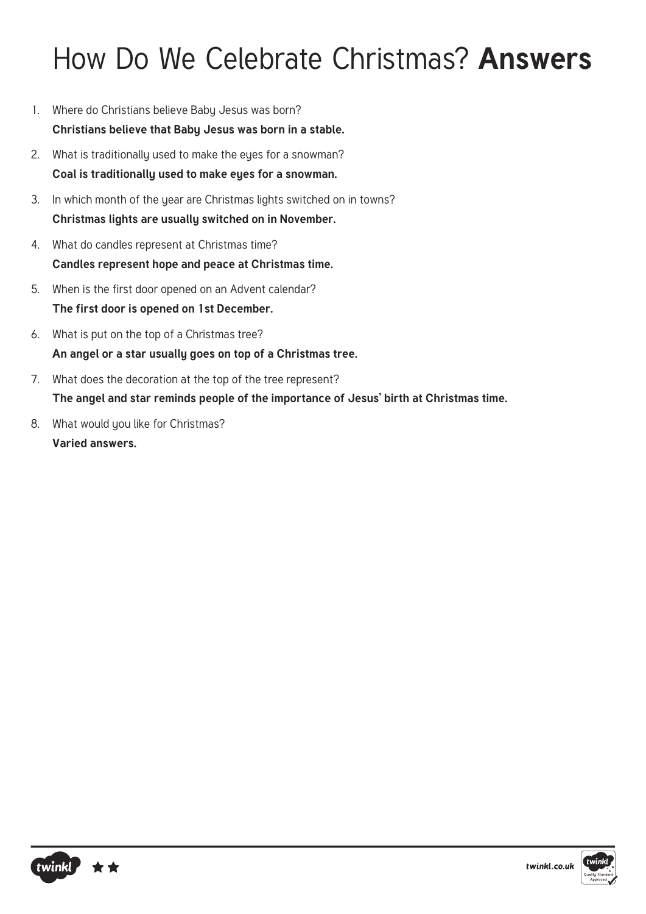# How Do We Celebrate Christmas? **Answers**

1. Where do Christians believe Baby Jesus was born?
   **Christians believe that Baby Jesus was born in a stable.**
2. What is traditionally used to make the eyes for a snowman?
   **Coal is traditionally used to make eyes for a snowman.**
3. In which month of the year are Christmas lights switched on in towns?
   **Christmas lights are usually switched on in November.**
4. What do candles represent at Christmas time?
   **Candles represent hope and peace at Christmas time.**
5. When is the first door opened on an Advent calendar?
   **The first door is opened on 1st December.**
6. What is put on the top of a Christmas tree?
   **An angel or a star usually goes on top of a Christmas tree.**
7. What does the decoration at the top of the tree represent?
   **The angel and star reminds people of the importance of Jesus' birth at Christmas time.**
8. What would you like for Christmas?
   **Varied answers.**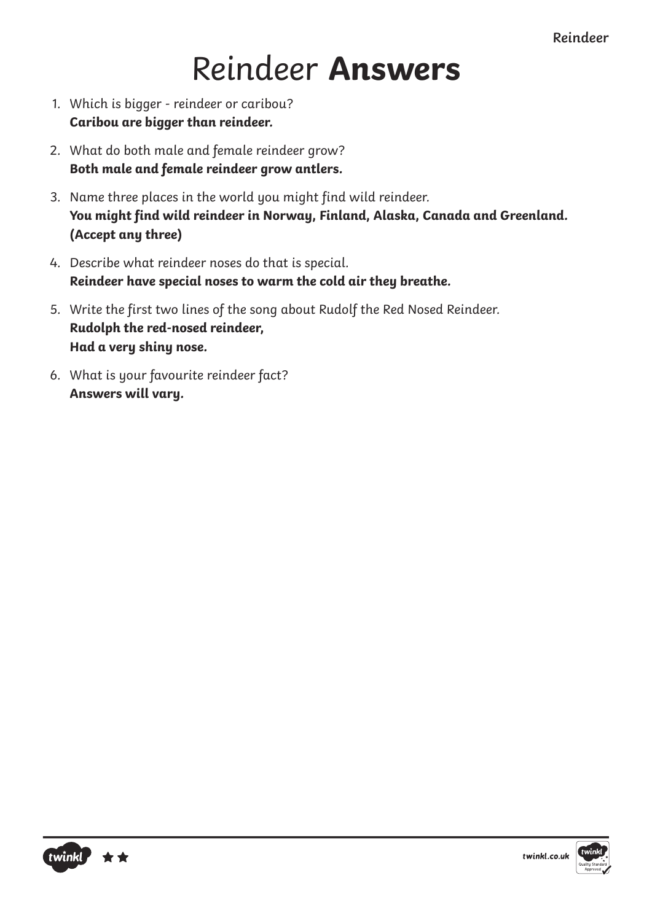# Reindeer **Answers**

1. Which is bigger - reindeer or caribou?
   **Caribou are bigger than reindeer.**
2. What do both male and female reindeer grow?
   **Both male and female reindeer grow antlers.**
3. Name three places in the world you might find wild reindeer.
   **You might find wild reindeer in Norway, Finland, Alaska, Canada and Greenland. (Accept any three)**
4. Describe what reindeer noses do that is special.
   **Reindeer have special noses to warm the cold air they breathe.**
5. Write the first two lines of the song about Rudolf the Red Nosed Reindeer.
   **Rudolph the red-nosed reindeer,**
   **Had a very shiny nose.**
6. What is your favourite reindeer fact?
   **Answers will vary.**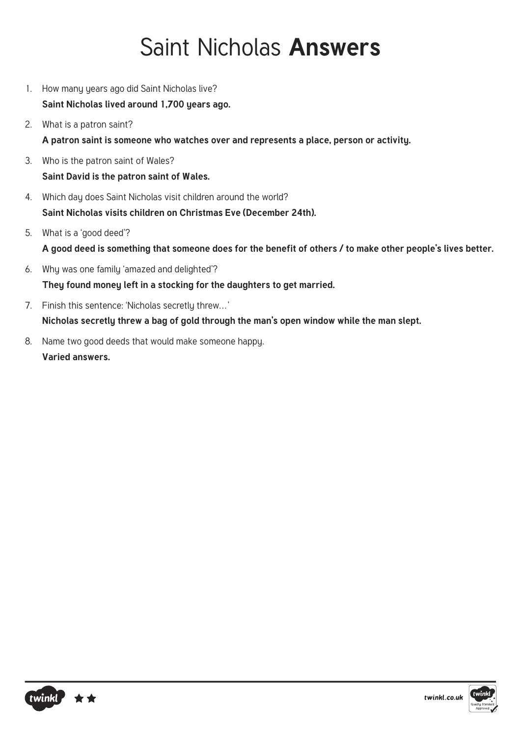# Saint Nicholas **Answers**

1. How many years ago did Saint Nicholas live?
   **Saint Nicholas lived around 1,700 years ago.**
2. What is a patron saint?
   **A patron saint is someone who watches over and represents a place, person or activity.**
3. Who is the patron saint of Wales?
   **Saint David is the patron saint of Wales.**
4. Which day does Saint Nicholas visit children around the world?
   **Saint Nicholas visits children on Christmas Eve (December 24th).**
5. What is a 'good deed'?
   **A good deed is something that someone does for the benefit of others / to make other people's lives better.**
6. Why was one family 'amazed and delighted'?
   **They found money left in a stocking for the daughters to get married.**
7. Finish this sentence: 'Nicholas secretly threw…'
   **Nicholas secretly threw a bag of gold through the man's open window while the man slept.**
8. Name two good deeds that would make someone happy.
   **Varied answers.**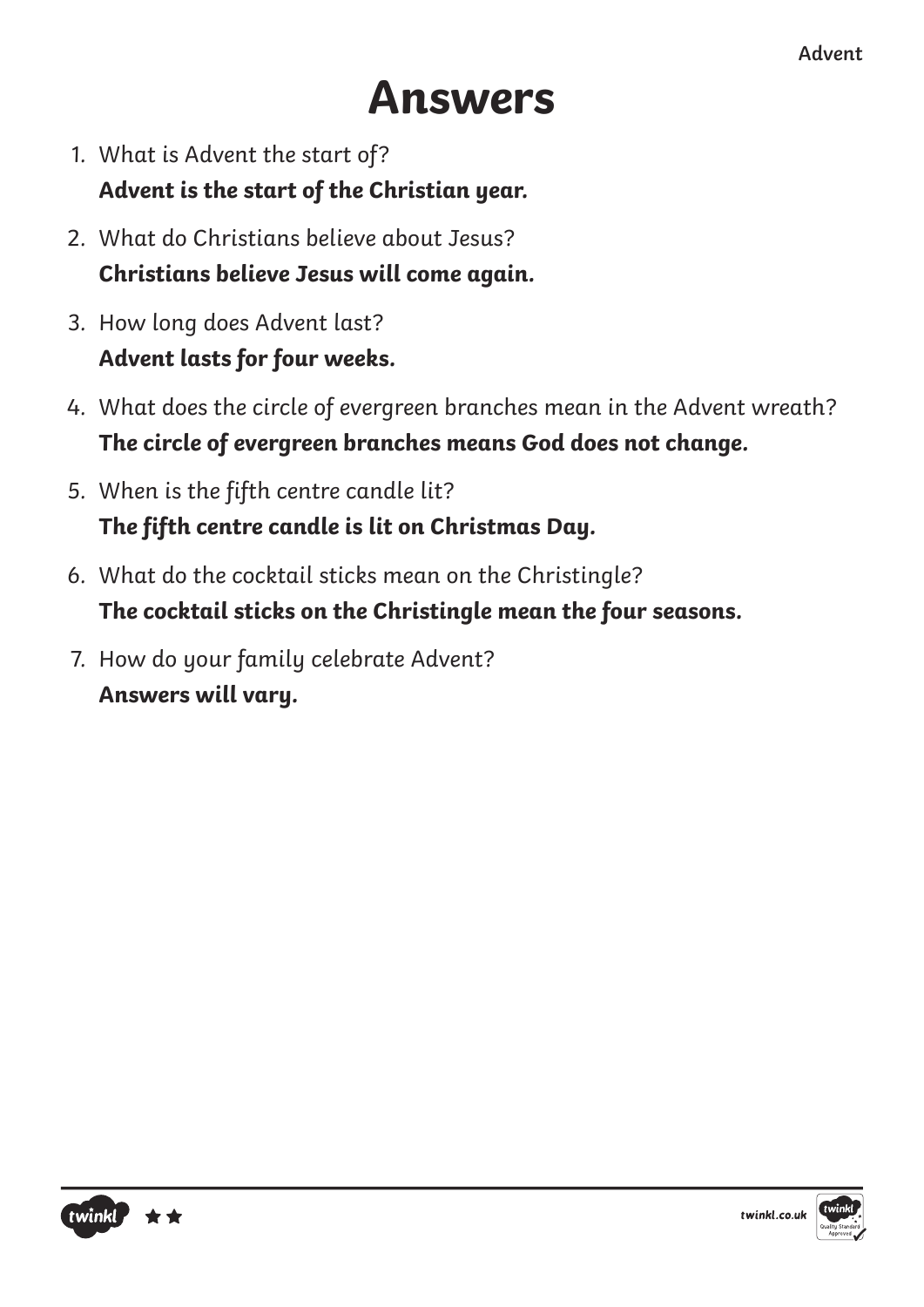# Answers

1. What is Advent the start of?
   **Advent is the start of the Christian year.**
2. What do Christians believe about Jesus?
   **Christians believe Jesus will come again.**
3. How long does Advent last?
   **Advent lasts for four weeks.**
4. What does the circle of evergreen branches mean in the Advent wreath?
   **The circle of evergreen branches means God does not change.**
5. When is the fifth centre candle lit?
   **The fifth centre candle is lit on Christmas Day.**
6. What do the cocktail sticks mean on the Christingle?
   **The cocktail sticks on the Christingle mean the four seasons.**
7. How do your family celebrate Advent?
   **Answers will vary.**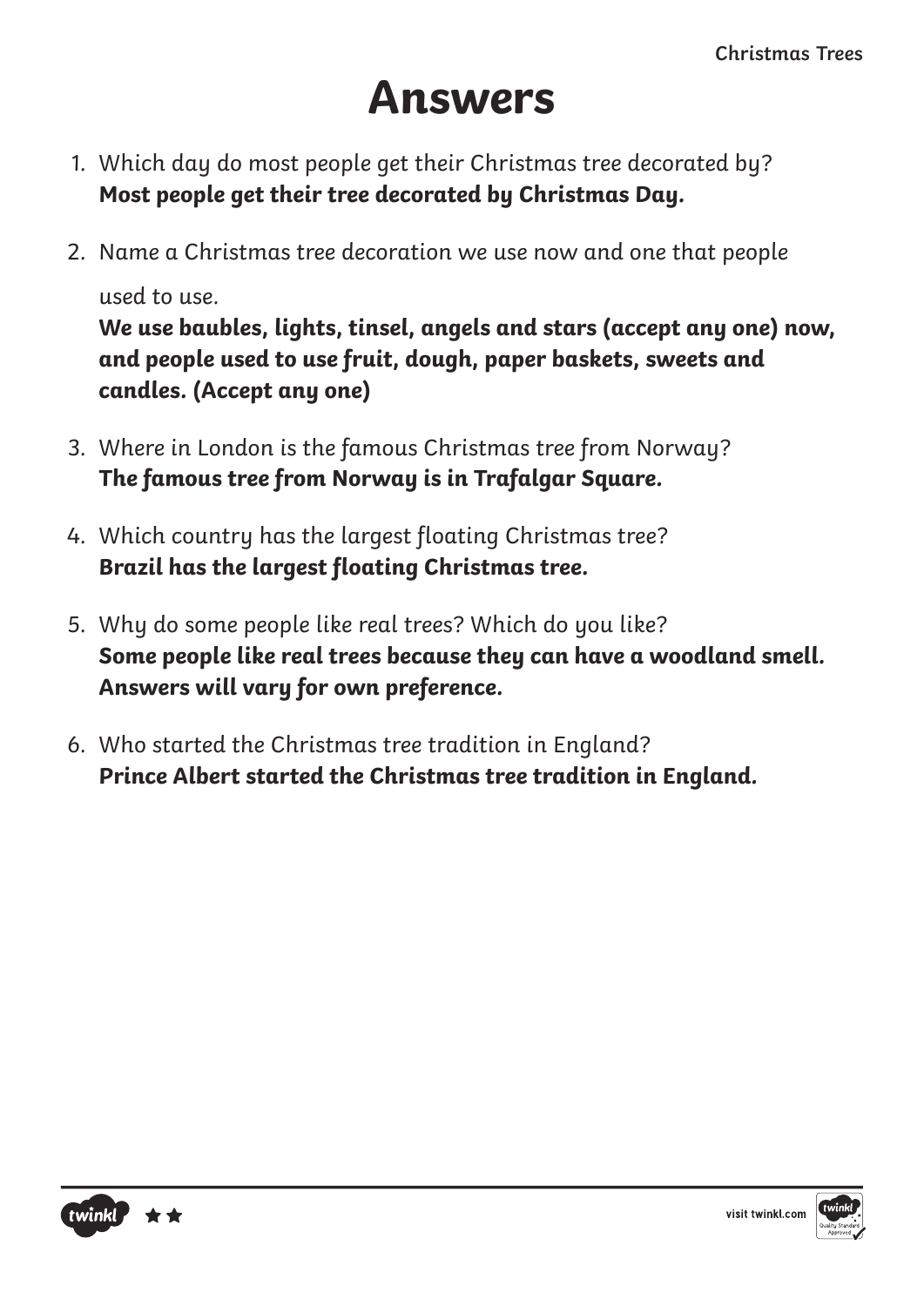# Answers

1. Which day do most people get their Christmas tree decorated by?
   **Most people get their tree decorated by Christmas Day.**

2. Name a Christmas tree decoration we use now and one that people used to use.
   **We use baubles, lights, tinsel, angels and stars (accept any one) now, and people used to use fruit, dough, paper baskets, sweets and candles. (Accept any one)**

3. Where in London is the famous Christmas tree from Norway?
   **The famous tree from Norway is in Trafalgar Square.**

4. Which country has the largest floating Christmas tree?
   **Brazil has the largest floating Christmas tree.**

5. Why do some people like real trees? Which do you like?
   **Some people like real trees because they can have a woodland smell. Answers will vary for own preference.**

6. Who started the Christmas tree tradition in England?
   **Prince Albert started the Christmas tree tradition in England.**